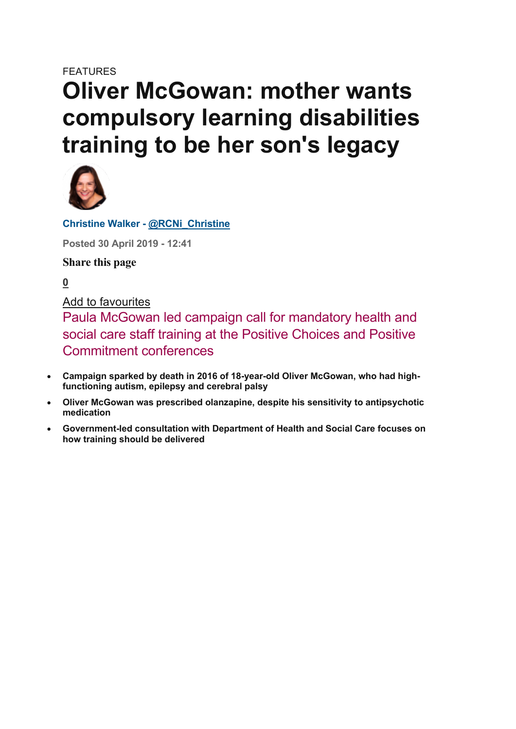FEATURES

# Oliver McGowan: mother wants compulsory learning disabilities training to be her son's legacy

**Christine Walker - @RCNi_Christine**

**Posted 30 April 2019 - 12:41**

**Share this page**

0

Add to favourites

Paula McGowan led campaign call for mandatory health and social care staff training at the Positive Choices and Positive Commitment conferences

- **Campaign sparked by death in 2016 of 18-year-old Oliver McGowan, who had high-functioning autism, epilepsy and cerebral palsy**
- **Oliver McGowan was prescribed olanzapine, despite his sensitivity to antipsychotic medication**
- **Government-led consultation with Department of Health and Social Care focuses on how training should be delivered**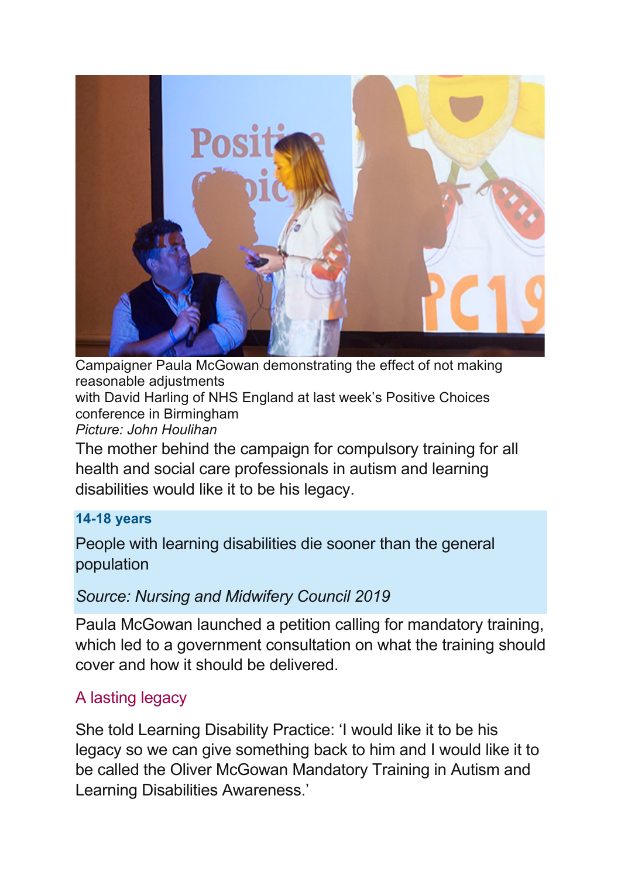Campaigner Paula McGowan demonstrating the effect of not making reasonable adjustments
with David Harling of NHS England at last week's Positive Choices conference in Birmingham
*Picture: John Houlihan*

The mother behind the campaign for compulsory training for all health and social care professionals in autism and learning disabilities would like it to be his legacy.

**14-18 years**

People with learning disabilities die sooner than the general population

*Source: Nursing and Midwifery Council 2019*

Paula McGowan launched a petition calling for mandatory training, which led to a government consultation on what the training should cover and how it should be delivered.

## A lasting legacy

She told Learning Disability Practice: 'I would like it to be his legacy so we can give something back to him and I would like it to be called the Oliver McGowan Mandatory Training in Autism and Learning Disabilities Awareness.'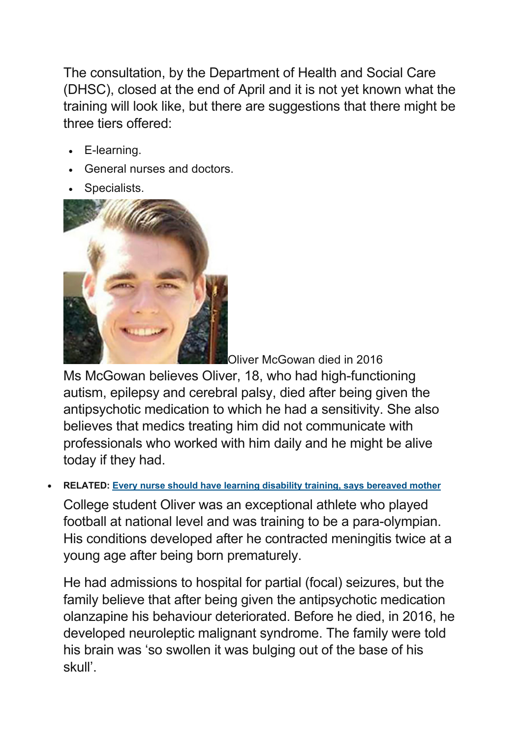The consultation, by the Department of Health and Social Care (DHSC), closed at the end of April and it is not yet known what the training will look like, but there are suggestions that there might be three tiers offered:

- E-learning.
- General nurses and doctors.
- Specialists.

Oliver McGowan died in 2016

Ms McGowan believes Oliver, 18, who had high-functioning autism, epilepsy and cerebral palsy, died after being given the antipsychotic medication to which he had a sensitivity. She also believes that medics treating him did not communicate with professionals who worked with him daily and he might be alive today if they had.

- **RELATED:** [Every nurse should have learning disability training, says bereaved mother]

College student Oliver was an exceptional athlete who played football at national level and was training to be a para-olympian. His conditions developed after he contracted meningitis twice at a young age after being born prematurely.

He had admissions to hospital for partial (focal) seizures, but the family believe that after being given the antipsychotic medication olanzapine his behaviour deteriorated. Before he died, in 2016, he developed neuroleptic malignant syndrome. The family were told his brain was 'so swollen it was bulging out of the base of his skull'.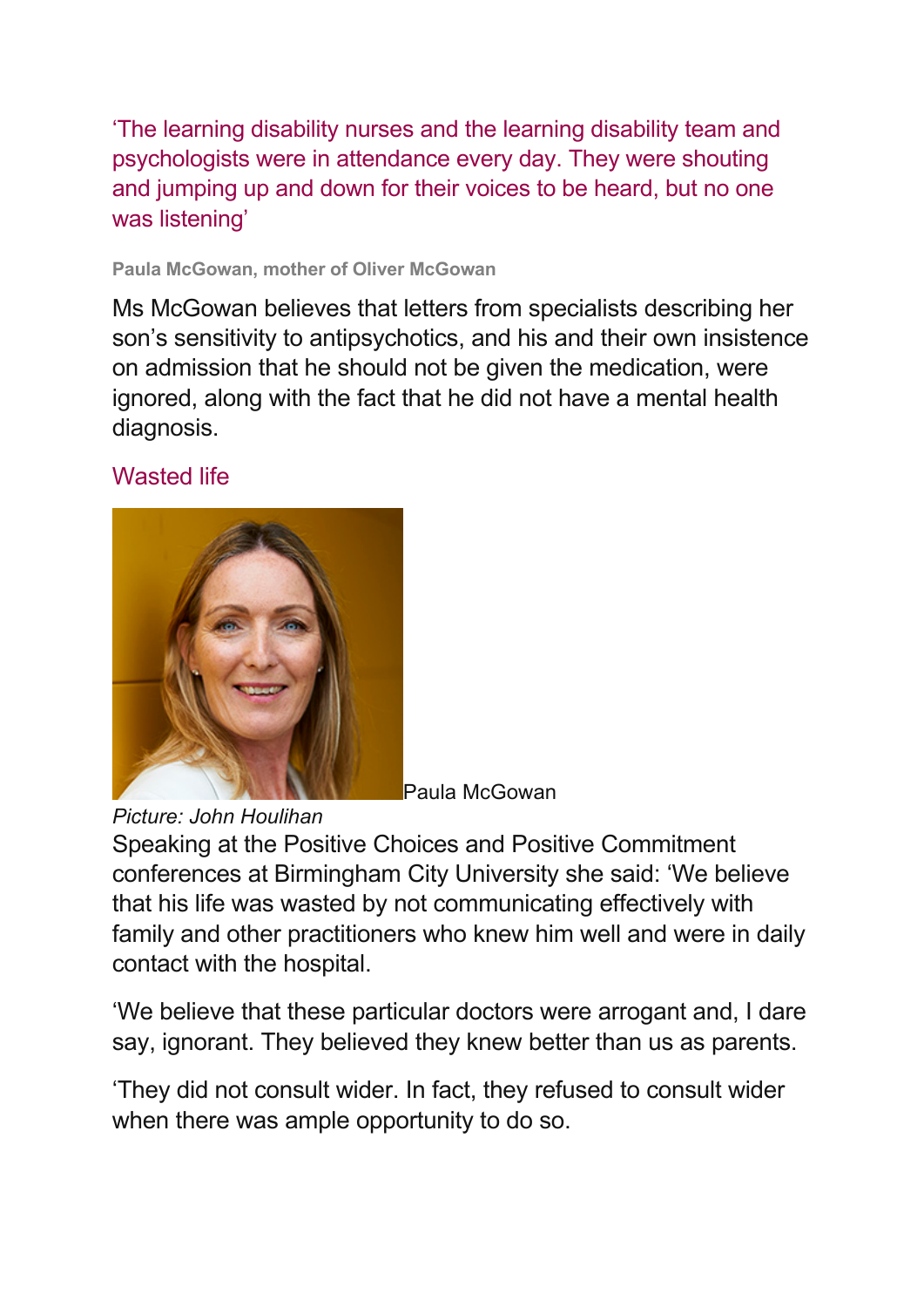> 'The learning disability nurses and the learning disability team and psychologists were in attendance every day. They were shouting and jumping up and down for their voices to be heard, but no one was listening'

**Paula McGowan, mother of Oliver McGowan**

Ms McGowan believes that letters from specialists describing her son's sensitivity to antipsychotics, and his and their own insistence on admission that he should not be given the medication, were ignored, along with the fact that he did not have a mental health diagnosis.

## Wasted life

Paula McGowan

*Picture: John Houlihan*

Speaking at the Positive Choices and Positive Commitment conferences at Birmingham City University she said: 'We believe that his life was wasted by not communicating effectively with family and other practitioners who knew him well and were in daily contact with the hospital.

'We believe that these particular doctors were arrogant and, I dare say, ignorant. They believed they knew better than us as parents.

'They did not consult wider. In fact, they refused to consult wider when there was ample opportunity to do so.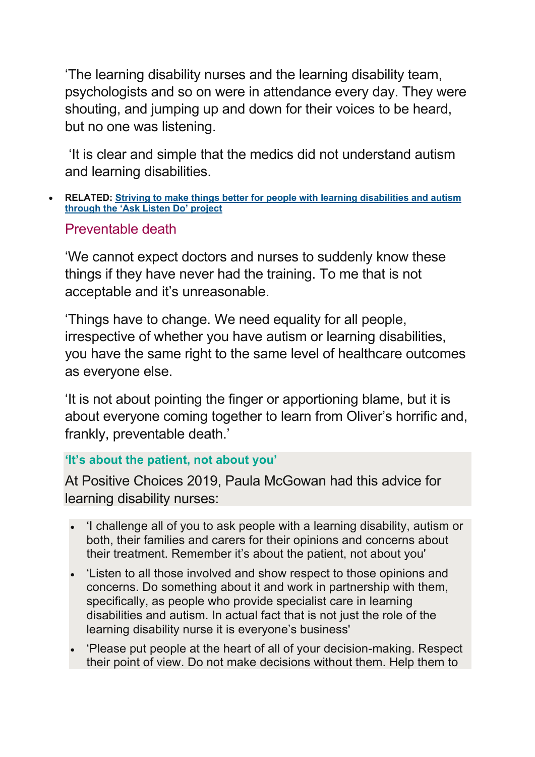‘The learning disability nurses and the learning disability team, psychologists and so on were in attendance every day. They were shouting, and jumping up and down for their voices to be heard, but no one was listening.

‘It is clear and simple that the medics did not understand autism and learning disabilities.

- **RELATED: Striving to make things better for people with learning disabilities and autism through the ‘Ask Listen Do’ project**

## Preventable death

‘We cannot expect doctors and nurses to suddenly know these things if they have never had the training. To me that is not acceptable and it’s unreasonable.

‘Things have to change. We need equality for all people, irrespective of whether you have autism or learning disabilities, you have the same right to the same level of healthcare outcomes as everyone else.

‘It is not about pointing the finger or apportioning blame, but it is about everyone coming together to learn from Oliver’s horrific and, frankly, preventable death.’

### ‘It’s about the patient, not about you’

At Positive Choices 2019, Paula McGowan had this advice for learning disability nurses:

- ‘I challenge all of you to ask people with a learning disability, autism or both, their families and carers for their opinions and concerns about their treatment. Remember it’s about the patient, not about you'
- ‘Listen to all those involved and show respect to those opinions and concerns. Do something about it and work in partnership with them, specifically, as people who provide specialist care in learning disabilities and autism. In actual fact that is not just the role of the learning disability nurse it is everyone’s business'
- ‘Please put people at the heart of all of your decision-making. Respect their point of view. Do not make decisions without them. Help them to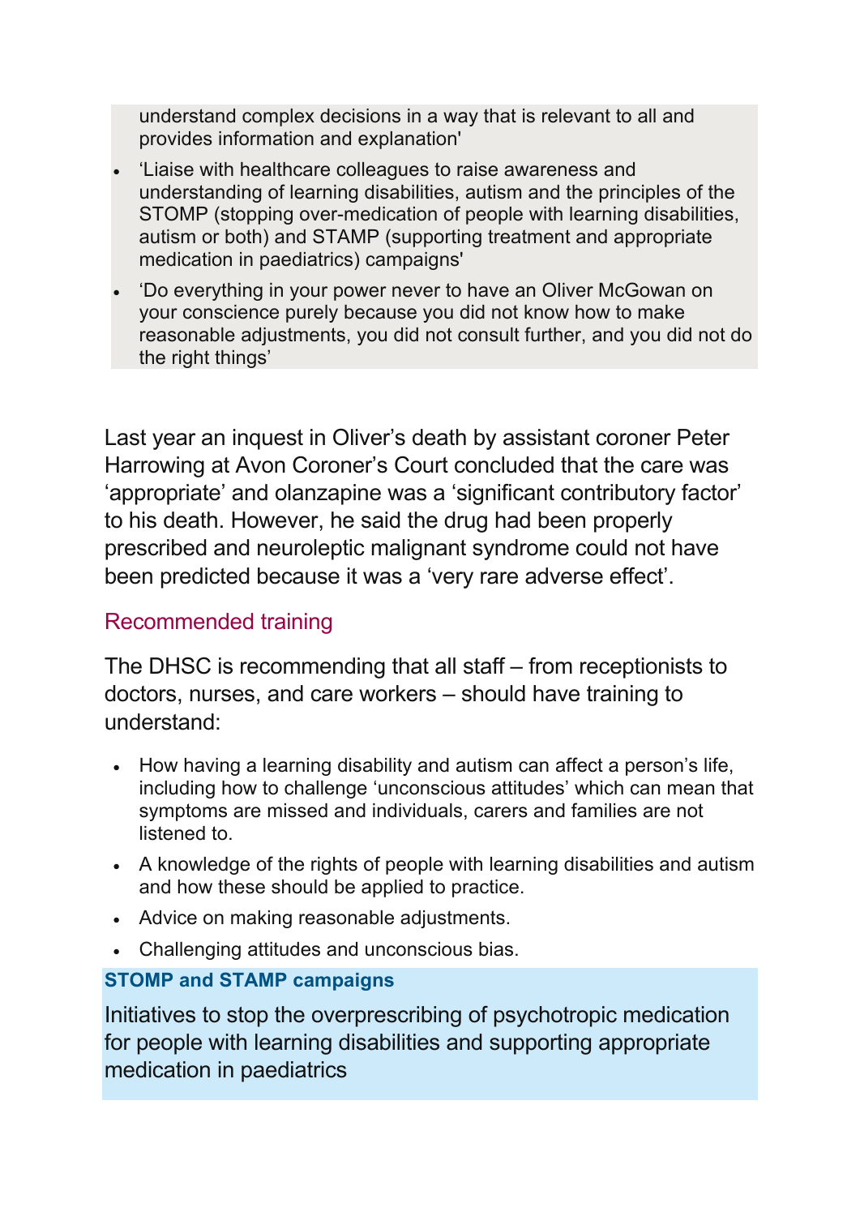understand complex decisions in a way that is relevant to all and provides information and explanation'

- 'Liaise with healthcare colleagues to raise awareness and understanding of learning disabilities, autism and the principles of the STOMP (stopping over-medication of people with learning disabilities, autism or both) and STAMP (supporting treatment and appropriate medication in paediatrics) campaigns'
- 'Do everything in your power never to have an Oliver McGowan on your conscience purely because you did not know how to make reasonable adjustments, you did not consult further, and you did not do the right things'

Last year an inquest in Oliver's death by assistant coroner Peter Harrowing at Avon Coroner's Court concluded that the care was 'appropriate' and olanzapine was a 'significant contributory factor' to his death. However, he said the drug had been properly prescribed and neuroleptic malignant syndrome could not have been predicted because it was a 'very rare adverse effect'.

## Recommended training

The DHSC is recommending that all staff – from receptionists to doctors, nurses, and care workers – should have training to understand:

- How having a learning disability and autism can affect a person's life, including how to challenge 'unconscious attitudes' which can mean that symptoms are missed and individuals, carers and families are not listened to.
- A knowledge of the rights of people with learning disabilities and autism and how these should be applied to practice.
- Advice on making reasonable adjustments.
- Challenging attitudes and unconscious bias.

**STOMP and STAMP campaigns**

Initiatives to stop the overprescribing of psychotropic medication for people with learning disabilities and supporting appropriate medication in paediatrics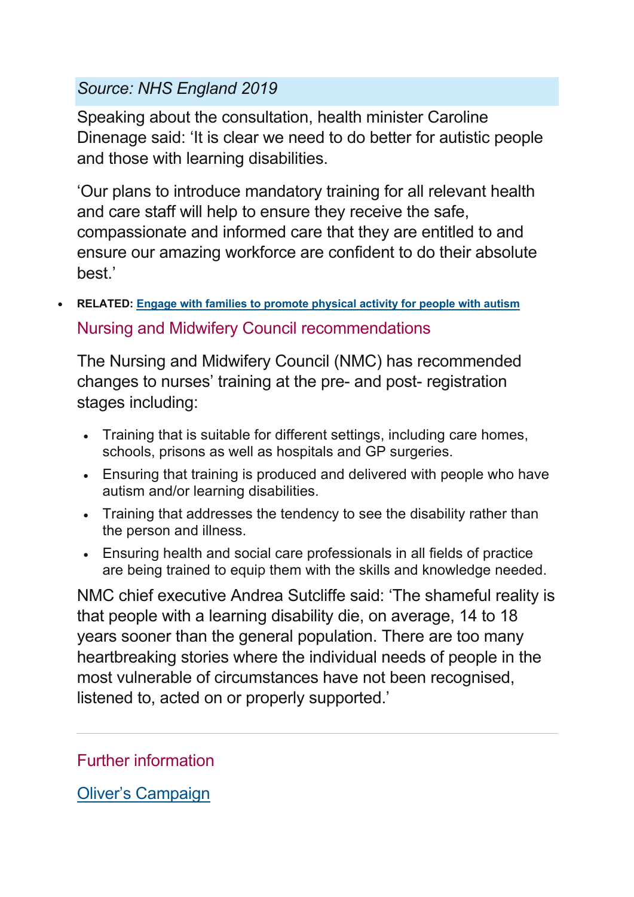*Source: NHS England 2019*

Speaking about the consultation, health minister Caroline Dinenage said: 'It is clear we need to do better for autistic people and those with learning disabilities.

'Our plans to introduce mandatory training for all relevant health and care staff will help to ensure they receive the safe, compassionate and informed care that they are entitled to and ensure our amazing workforce are confident to do their absolute best.'

- **RELATED: [Engage with families to promote physical activity for people with autism]()**

## Nursing and Midwifery Council recommendations

The Nursing and Midwifery Council (NMC) has recommended changes to nurses' training at the pre- and post- registration stages including:

- Training that is suitable for different settings, including care homes, schools, prisons as well as hospitals and GP surgeries.
- Ensuring that training is produced and delivered with people who have autism and/or learning disabilities.
- Training that addresses the tendency to see the disability rather than the person and illness.
- Ensuring health and social care professionals in all fields of practice are being trained to equip them with the skills and knowledge needed.

NMC chief executive Andrea Sutcliffe said: 'The shameful reality is that people with a learning disability die, on average, 14 to 18 years sooner than the general population. There are too many heartbreaking stories where the individual needs of people in the most vulnerable of circumstances have not been recognised, listened to, acted on or properly supported.'

---

## Further information

[Oliver's Campaign]()